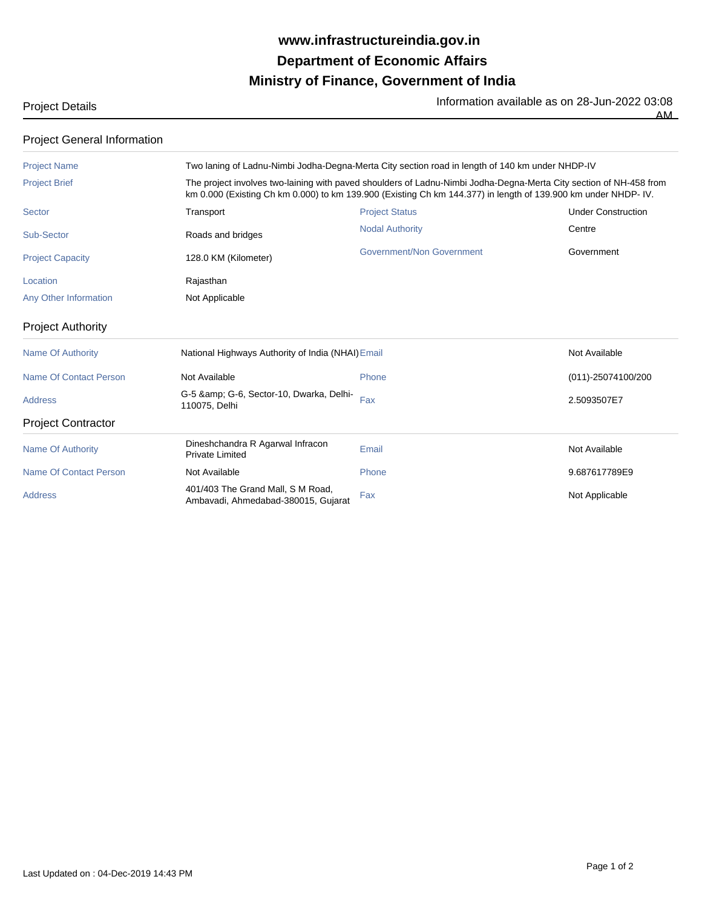# www.infrastructureindia.gov.in
# Department of Economic Affairs
# Ministry of Finance, Government of India

Project Details

Information available as on 28-Jun-2022 03:08 AM

## Project General Information

| | | | |
|---|---|---|---|
| Project Name | Two laning of Ladnu-Nimbi Jodha-Degna-Merta City section road in length of 140 km under NHDP-IV | | |
| Project Brief | The project involves two-laining with paved shoulders of Ladnu-Nimbi Jodha-Degna-Merta City section of NH-458 from km 0.000 (Existing Ch km 0.000) to km 139.900 (Existing Ch km 144.377) in length of 139.900 km under NHDP- IV. | | |
| Sector | Transport | Project Status | Under Construction |
| Sub-Sector | Roads and bridges | Nodal Authority | Centre |
| Project Capacity | 128.0 KM (Kilometer) | Government/Non Government | Government |
| Location | Rajasthan | | |
| Any Other Information | Not Applicable | | |

## Project Authority

| | | | |
|---|---|---|---|
| Name Of Authority | National Highways Authority of India (NHAI) | Email | Not Available |
| Name Of Contact Person | Not Available | Phone | (011)-25074100/200 |
| Address | G-5 &amp; G-6, Sector-10, Dwarka, Delhi-110075, Delhi | Fax | 2.5093507E7 |

## Project Contractor

| | | | |
|---|---|---|---|
| Name Of Authority | Dineshchandra R Agarwal Infracon Private Limited | Email | Not Available |
| Name Of Contact Person | Not Available | Phone | 9.687617789E9 |
| Address | 401/403 The Grand Mall, S M Road, Ambavadi, Ahmedabad-380015, Gujarat | Fax | Not Applicable |

Last Updated on : 04-Dec-2019 14:43 PM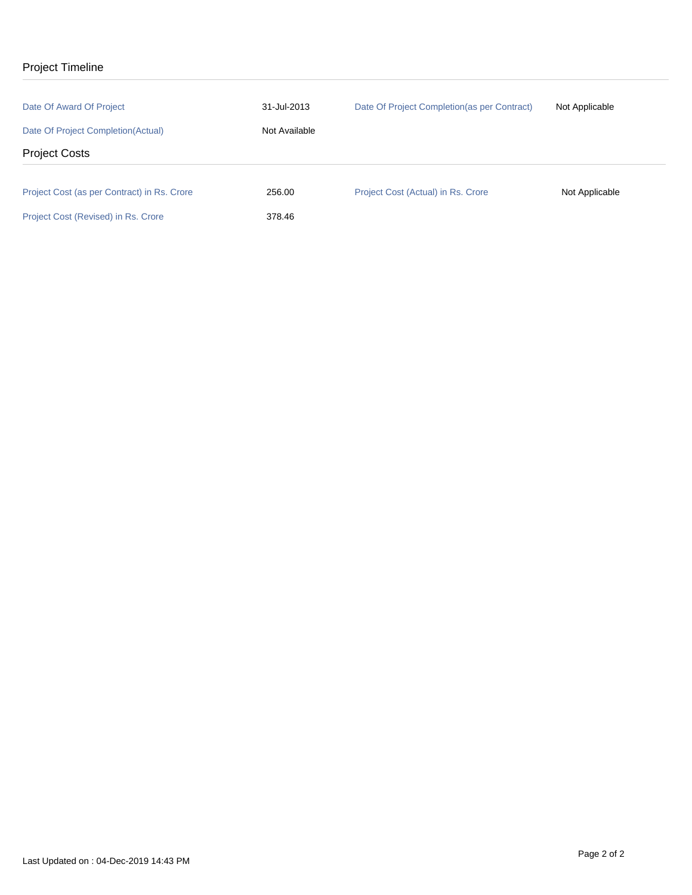## Project Timeline

| | | | |
|---|---|---|---|
| Date Of Award Of Project | 31-Jul-2013 | Date Of Project Completion(as per Contract) | Not Applicable |
| Date Of Project Completion(Actual) | Not Available | | |

## Project Costs

| | | | |
|---|---|---|---|
| Project Cost (as per Contract) in Rs. Crore | 256.00 | Project Cost (Actual) in Rs. Crore | Not Applicable |
| Project Cost (Revised) in Rs. Crore | 378.46 | | |

Last Updated on : 04-Dec-2019 14:43 PM